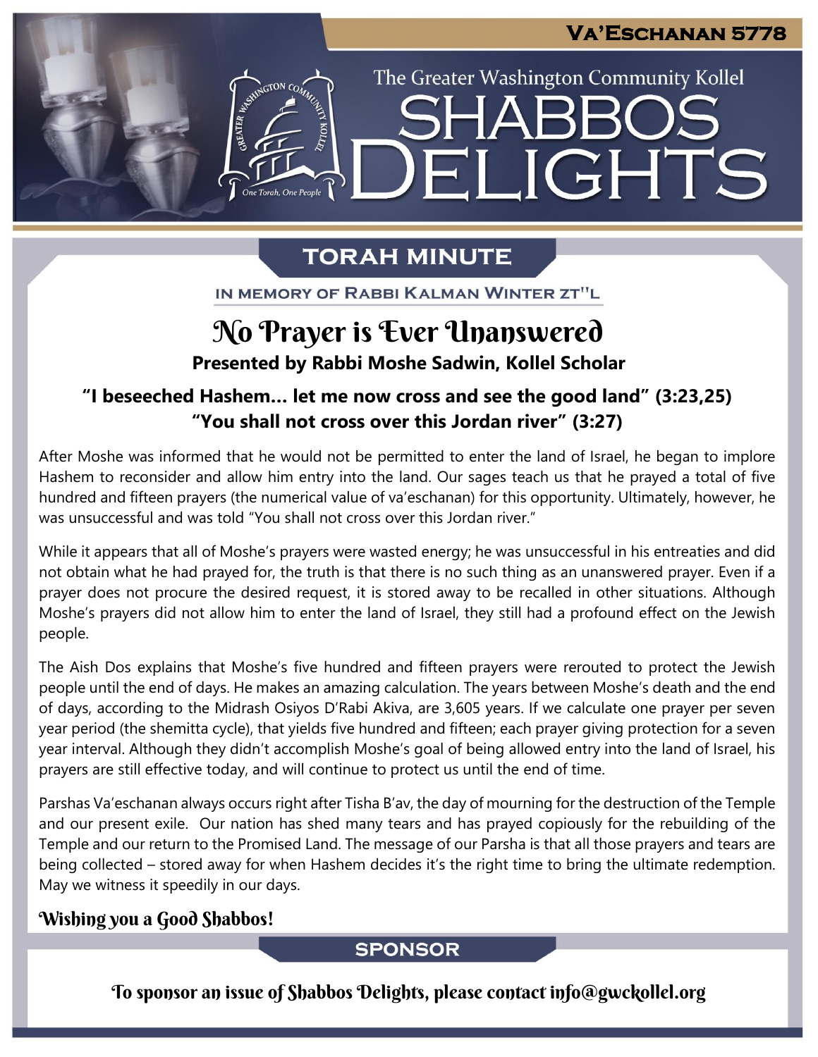VA'ESCHANAN 5778

The Greater Washington Community Kollel

# SHABBOS DELIGHTS

## TORAH MINUTE

IN MEMORY OF RABBI KALMAN WINTER ZT"L

# No Prayer is Ever Unanswered

**Presented by Rabbi Moshe Sadwin, Kollel Scholar**

### "I beseeched Hashem… let me now cross and see the good land" (3:23,25)
### "You shall not cross over this Jordan river" (3:27)

After Moshe was informed that he would not be permitted to enter the land of Israel, he began to implore Hashem to reconsider and allow him entry into the land. Our sages teach us that he prayed a total of five hundred and fifteen prayers (the numerical value of va'eschanan) for this opportunity. Ultimately, however, he was unsuccessful and was told "You shall not cross over this Jordan river."

While it appears that all of Moshe's prayers were wasted energy; he was unsuccessful in his entreaties and did not obtain what he had prayed for, the truth is that there is no such thing as an unanswered prayer. Even if a prayer does not procure the desired request, it is stored away to be recalled in other situations. Although Moshe's prayers did not allow him to enter the land of Israel, they still had a profound effect on the Jewish people.

The Aish Dos explains that Moshe's five hundred and fifteen prayers were rerouted to protect the Jewish people until the end of days. He makes an amazing calculation. The years between Moshe's death and the end of days, according to the Midrash Osiyos D'Rabi Akiva, are 3,605 years. If we calculate one prayer per seven year period (the shemitta cycle), that yields five hundred and fifteen; each prayer giving protection for a seven year interval. Although they didn't accomplish Moshe's goal of being allowed entry into the land of Israel, his prayers are still effective today, and will continue to protect us until the end of time.

Parshas Va'eschanan always occurs right after Tisha B'av, the day of mourning for the destruction of the Temple and our present exile. Our nation has shed many tears and has prayed copiously for the rebuilding of the Temple and our return to the Promised Land. The message of our Parsha is that all those prayers and tears are being collected – stored away for when Hashem decides it's the right time to bring the ultimate redemption. May we witness it speedily in our days.

**Wishing you a Good Shabbos!**

## SPONSOR

To sponsor an issue of Shabbos Delights, please contact info@gwckollel.org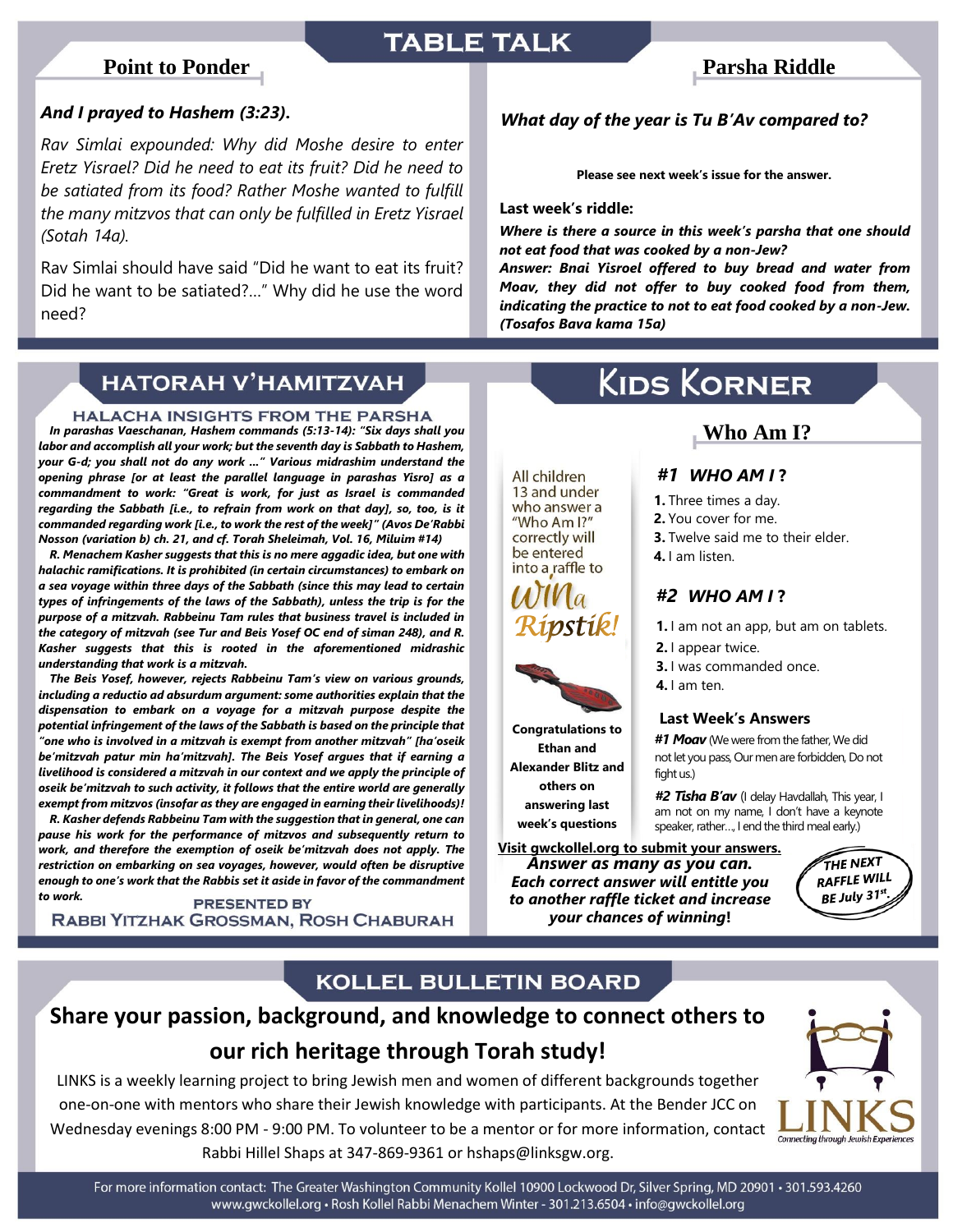# TABLE TALK

## Point to Ponder

***And I prayed to Hashem (3:23).***

*Rav Simlai expounded: Why did Moshe desire to enter Eretz Yisrael? Did he need to eat its fruit? Did he need to be satiated from its food? Rather Moshe wanted to fulfill the many mitzvos that can only be fulfilled in Eretz Yisrael (Sotah 14a).*

Rav Simlai should have said "Did he want to eat its fruit? Did he want to be satiated?..." Why did he use the word need?

## Parsha Riddle

***What day of the year is Tu B'Av compared to?***

**Please see next week's issue for the answer.**

**Last week's riddle:**

***Where is there a source in this week's parsha that one should not eat food that was cooked by a non-Jew?***

***Answer: Bnai Yisroel offered to buy bread and water from Moav, they did not offer to buy cooked food from them, indicating the practice to not to eat food cooked by a non-Jew. (Tosafos Bava kama 15a)***

# HATORAH V'HAMITZVAH

## HALACHA INSIGHTS FROM THE PARSHA

***In parashas Vaeschanan, Hashem commands (5:13-14): "Six days shall you labor and accomplish all your work; but the seventh day is Sabbath to Hashem, your G-d; you shall not do any work ..." Various midrashim understand the opening phrase [or at least the parallel language in parashas Yisro] as a commandment to work: "Great is work, for just as Israel is commanded regarding the Sabbath [i.e., to refrain from work on that day], so, too, is it commanded regarding work [i.e., to work the rest of the week]" (Avos De'Rabbi Nosson (variation b) ch. 21, and cf. Torah Sheleimah, Vol. 16, Miluim #14)***

***R. Menachem Kasher suggests that this is no mere aggadic idea, but one with halachic ramifications. It is prohibited (in certain circumstances) to embark on a sea voyage within three days of the Sabbath (since this may lead to certain types of infringements of the laws of the Sabbath), unless the trip is for the purpose of a mitzvah. Rabbeinu Tam rules that business travel is included in the category of mitzvah (see Tur and Beis Yosef OC end of siman 248), and R. Kasher suggests that this is rooted in the aforementioned midrashic understanding that work is a mitzvah.***

***The Beis Yosef, however, rejects Rabbeinu Tam's view on various grounds, including a reductio ad absurdum argument: some authorities explain that the dispensation to embark on a voyage for a mitzvah purpose despite the potential infringement of the laws of the Sabbath is based on the principle that "one who is involved in a mitzvah is exempt from another mitzvah" [ha'oseik be'mitzvah patur min ha'mitzvah]. The Beis Yosef argues that if earning a livelihood is considered a mitzvah in our context and we apply the principle of oseik be'mitzvah to such activity, it follows that the entire world are generally exempt from mitzvos (insofar as they are engaged in earning their livelihoods)!***

***R. Kasher defends Rabbeinu Tam with the suggestion that in general, one can pause his work for the performance of mitzvos and subsequently return to work, and therefore the exemption of oseik be'mitzvah does not apply. The restriction on embarking on sea voyages, however, would often be disruptive enough to one's work that the Rabbis set it aside in favor of the commandment to work.***

PRESENTED BY
RABBI YITZHAK GROSSMAN, ROSH CHABURAH

# KIDS KORNER

All children 13 and under who answer a "Who Am I?" correctly will be entered into a raffle to

*Win a Ripstik!*

**Congratulations to Ethan and Alexander Blitz and others on answering last week's questions**

## Who Am I?

### #1 WHO AM I ?

1. Three times a day.
2. You cover for me.
3. Twelve said me to their elder.
4. I am listen.

### #2 WHO AM I ?

1. I am not an app, but am on tablets.
2. I appear twice.
3. I was commanded once.
4. I am ten.

### Last Week's Answers

***#1 Moav*** (We were from the father, We did not let you pass, Our men are forbidden, Do not fight us.)

***#2 Tisha B'av*** (I delay Havdallah, This year, I am not on my name, I don't have a keynote speaker, rather…, I end the third meal early.)

**Visit gwckollel.org to submit your answers.**

***Answer as many as you can. Each correct answer will entitle you to another raffle ticket and increase your chances of winning!***

*THE NEXT RAFFLE WILL BE July 31st.*

# KOLLEL BULLETIN BOARD

## Share your passion, background, and knowledge to connect others to our rich heritage through Torah study!

LINKS is a weekly learning project to bring Jewish men and women of different backgrounds together one-on-one with mentors who share their Jewish knowledge with participants. At the Bender JCC on Wednesday evenings 8:00 PM - 9:00 PM. To volunteer to be a mentor or for more information, contact Rabbi Hillel Shaps at 347-869-9361 or hshaps@linksgw.org.

LINKS
Connecting through Jewish Experiences

For more information contact: The Greater Washington Community Kollel 10900 Lockwood Dr, Silver Spring, MD 20901 • 301.593.4260
www.gwckollel.org • Rosh Kollel Rabbi Menachem Winter - 301.213.6504 • info@gwckollel.org